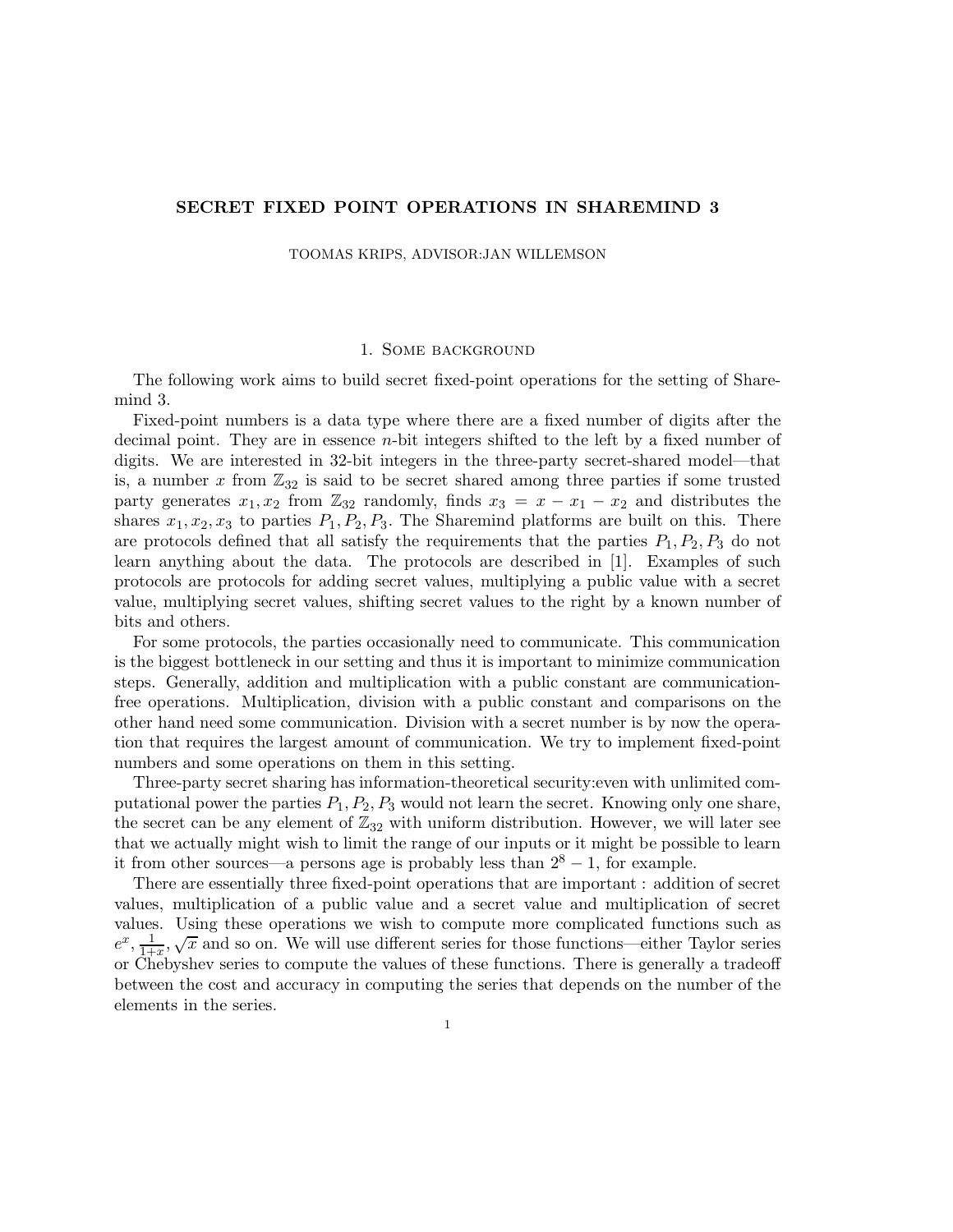# SECRET FIXED POINT OPERATIONS IN SHAREMIND 3

TOOMAS KRIPS, ADVISOR:JAN WILLEMSON

## 1. Some background

The following work aims to build secret fixed-point operations for the setting of Sharemind 3.

Fixed-point numbers is a data type where there are a fixed number of digits after the decimal point. They are in essence $n$-bit integers shifted to the left by a fixed number of digits. We are interested in 32-bit integers in the three-party secret-shared model—that is, a number $x$ from $\mathbb{Z}_{32}$ is said to be secret shared among three parties if some trusted party generates $x_1, x_2$ from $\mathbb{Z}_{32}$ randomly, finds $x_3 = x - x_1 - x_2$ and distributes the shares $x_1, x_2, x_3$ to parties $P_1, P_2, P_3$. The Sharemind platforms are built on this. There are protocols defined that all satisfy the requirements that the parties $P_1, P_2, P_3$ do not learn anything about the data. The protocols are described in [1]. Examples of such protocols are protocols for adding secret values, multiplying a public value with a secret value, multiplying secret values, shifting secret values to the right by a known number of bits and others.

For some protocols, the parties occasionally need to communicate. This communication is the biggest bottleneck in our setting and thus it is important to minimize communication steps. Generally, addition and multiplication with a public constant are communication-free operations. Multiplication, division with a public constant and comparisons on the other hand need some communication. Division with a secret number is by now the operation that requires the largest amount of communication. We try to implement fixed-point numbers and some operations on them in this setting.

Three-party secret sharing has information-theoretical security:even with unlimited computational power the parties $P_1, P_2, P_3$ would not learn the secret. Knowing only one share, the secret can be any element of $\mathbb{Z}_{32}$ with uniform distribution. However, we will later see that we actually might wish to limit the range of our inputs or it might be possible to learn it from other sources—a persons age is probably less than $2^8 - 1$, for example.

There are essentially three fixed-point operations that are important : addition of secret values, multiplication of a public value and a secret value and multiplication of secret values. Using these operations we wish to compute more complicated functions such as $e^x, \frac{1}{1+x}, \sqrt{x}$ and so on. We will use different series for those functions—either Taylor series or Chebyshev series to compute the values of these functions. There is generally a tradeoff between the cost and accuracy in computing the series that depends on the number of the elements in the series.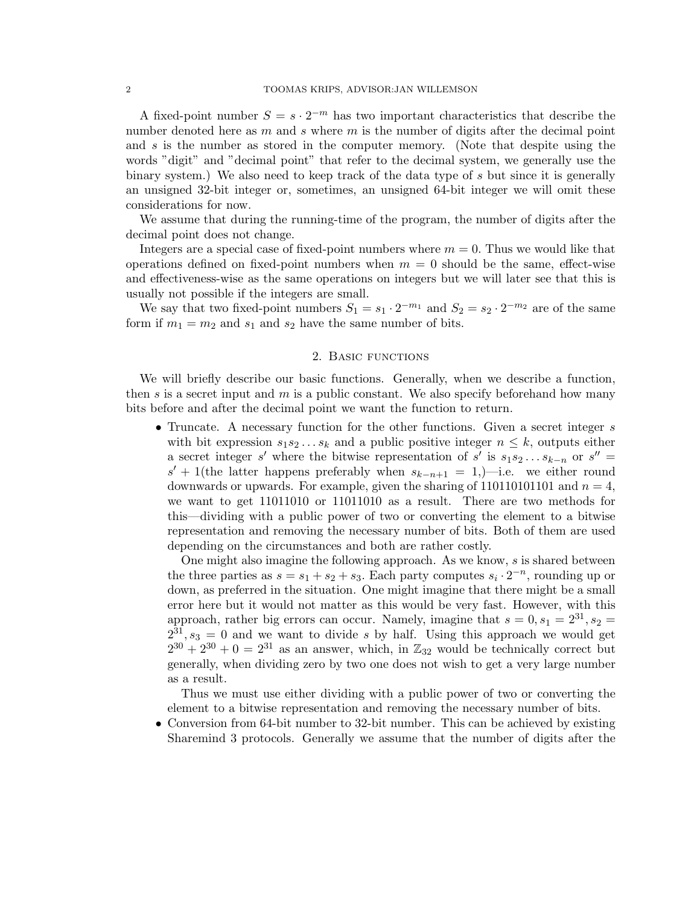A fixed-point number $S = s \cdot 2^{-m}$ has two important characteristics that describe the number denoted here as $m$ and $s$ where $m$ is the number of digits after the decimal point and $s$ is the number as stored in the computer memory. (Note that despite using the words "digit" and "decimal point" that refer to the decimal system, we generally use the binary system.) We also need to keep track of the data type of $s$ but since it is generally an unsigned 32-bit integer or, sometimes, an unsigned 64-bit integer we will omit these considerations for now.

We assume that during the running-time of the program, the number of digits after the decimal point does not change.

Integers are a special case of fixed-point numbers where $m = 0$. Thus we would like that operations defined on fixed-point numbers when $m = 0$ should be the same, effect-wise and effectiveness-wise as the same operations on integers but we will later see that this is usually not possible if the integers are small.

We say that two fixed-point numbers $S_1 = s_1 \cdot 2^{-m_1}$ and $S_2 = s_2 \cdot 2^{-m_2}$ are of the same form if $m_1 = m_2$ and $s_1$ and $s_2$ have the same number of bits.

## 2. Basic functions

We will briefly describe our basic functions. Generally, when we describe a function, then $s$ is a secret input and $m$ is a public constant. We also specify beforehand how many bits before and after the decimal point we want the function to return.

- Truncate. A necessary function for the other functions. Given a secret integer $s$ with bit expression $s_1 s_2 \ldots s_k$ and a public positive integer $n \leq k$, outputs either a secret integer $s'$ where the bitwise representation of $s'$ is $s_1 s_2 \ldots s_{k-n}$ or $s'' = s' + 1$(the latter happens preferably when $s_{k-n+1} = 1$,)—i.e. we either round downwards or upwards. For example, given the sharing of 110110101101 and $n = 4$, we want to get 11011010 or 11011010 as a result. There are two methods for this—dividing with a public power of two or converting the element to a bitwise representation and removing the necessary number of bits. Both of them are used depending on the circumstances and both are rather costly.

  One might also imagine the following approach. As we know, $s$ is shared between the three parties as $s = s_1 + s_2 + s_3$. Each party computes $s_i \cdot 2^{-n}$, rounding up or down, as preferred in the situation. One might imagine that there might be a small error here but it would not matter as this would be very fast. However, with this approach, rather big errors can occur. Namely, imagine that $s = 0, s_1 = 2^{31}, s_2 = 2^{31}, s_3 = 0$ and we want to divide $s$ by half. Using this approach we would get $2^{30} + 2^{30} + 0 = 2^{31}$ as an answer, which, in $\mathbb{Z}_{32}$ would be technically correct but generally, when dividing zero by two one does not wish to get a very large number as a result.

  Thus we must use either dividing with a public power of two or converting the element to a bitwise representation and removing the necessary number of bits.
- Conversion from 64-bit number to 32-bit number. This can be achieved by existing Sharemind 3 protocols. Generally we assume that the number of digits after the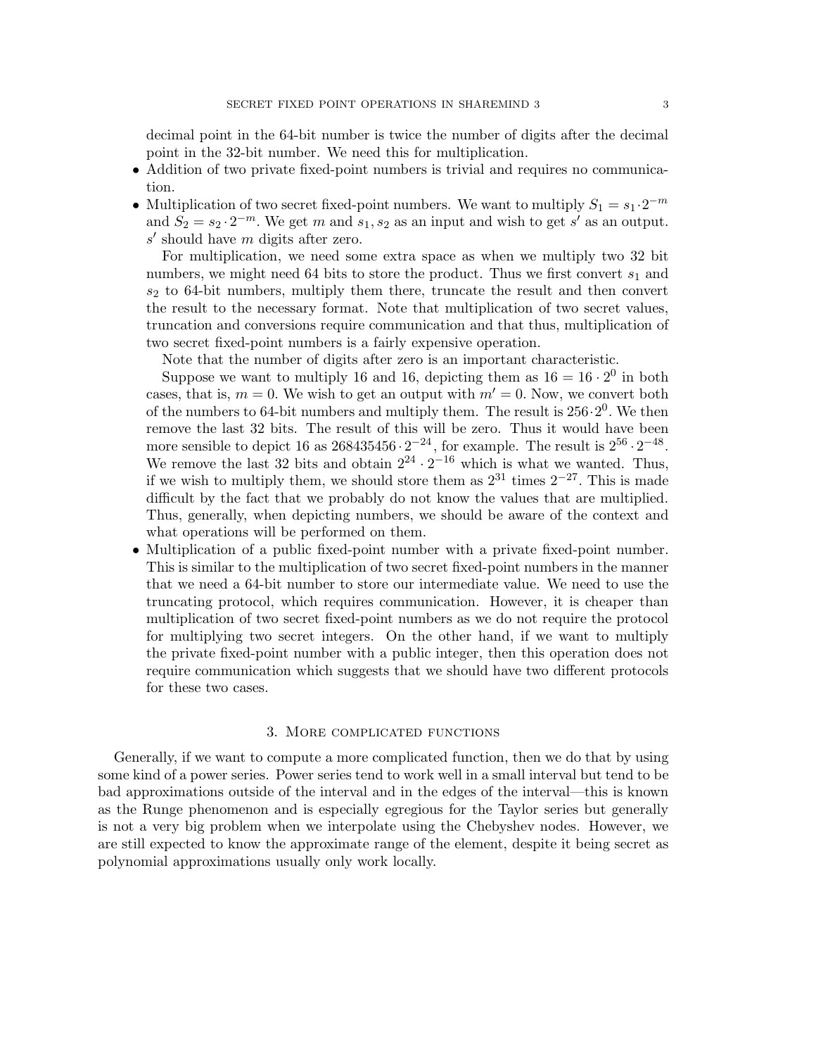decimal point in the 64-bit number is twice the number of digits after the decimal point in the 32-bit number. We need this for multiplication.

- Addition of two private fixed-point numbers is trivial and requires no communication.
- Multiplication of two secret fixed-point numbers. We want to multiply $S_1 = s_1 \cdot 2^{-m}$ and $S_2 = s_2 \cdot 2^{-m}$. We get $m$ and $s_1, s_2$ as an input and wish to get $s'$ as an output. $s'$ should have $m$ digits after zero.

  For multiplication, we need some extra space as when we multiply two 32 bit numbers, we might need 64 bits to store the product. Thus we first convert $s_1$ and $s_2$ to 64-bit numbers, multiply them there, truncate the result and then convert the result to the necessary format. Note that multiplication of two secret values, truncation and conversions require communication and that thus, multiplication of two secret fixed-point numbers is a fairly expensive operation.

  Note that the number of digits after zero is an important characteristic.

  Suppose we want to multiply 16 and 16, depicting them as $16 = 16 \cdot 2^0$ in both cases, that is, $m = 0$. We wish to get an output with $m' = 0$. Now, we convert both of the numbers to 64-bit numbers and multiply them. The result is $256 \cdot 2^0$. We then remove the last 32 bits. The result of this will be zero. Thus it would have been more sensible to depict 16 as $268435456 \cdot 2^{-24}$, for example. The result is $2^{56} \cdot 2^{-48}$. We remove the last 32 bits and obtain $2^{24} \cdot 2^{-16}$ which is what we wanted. Thus, if we wish to multiply them, we should store them as $2^{31}$ times $2^{-27}$. This is made difficult by the fact that we probably do not know the values that are multiplied. Thus, generally, when depicting numbers, we should be aware of the context and what operations will be performed on them.
- Multiplication of a public fixed-point number with a private fixed-point number. This is similar to the multiplication of two secret fixed-point numbers in the manner that we need a 64-bit number to store our intermediate value. We need to use the truncating protocol, which requires communication. However, it is cheaper than multiplication of two secret fixed-point numbers as we do not require the protocol for multiplying two secret integers. On the other hand, if we want to multiply the private fixed-point number with a public integer, then this operation does not require communication which suggests that we should have two different protocols for these two cases.

## 3. More complicated functions

Generally, if we want to compute a more complicated function, then we do that by using some kind of a power series. Power series tend to work well in a small interval but tend to be bad approximations outside of the interval and in the edges of the interval—this is known as the Runge phenomenon and is especially egregious for the Taylor series but generally is not a very big problem when we interpolate using the Chebyshev nodes. However, we are still expected to know the approximate range of the element, despite it being secret as polynomial approximations usually only work locally.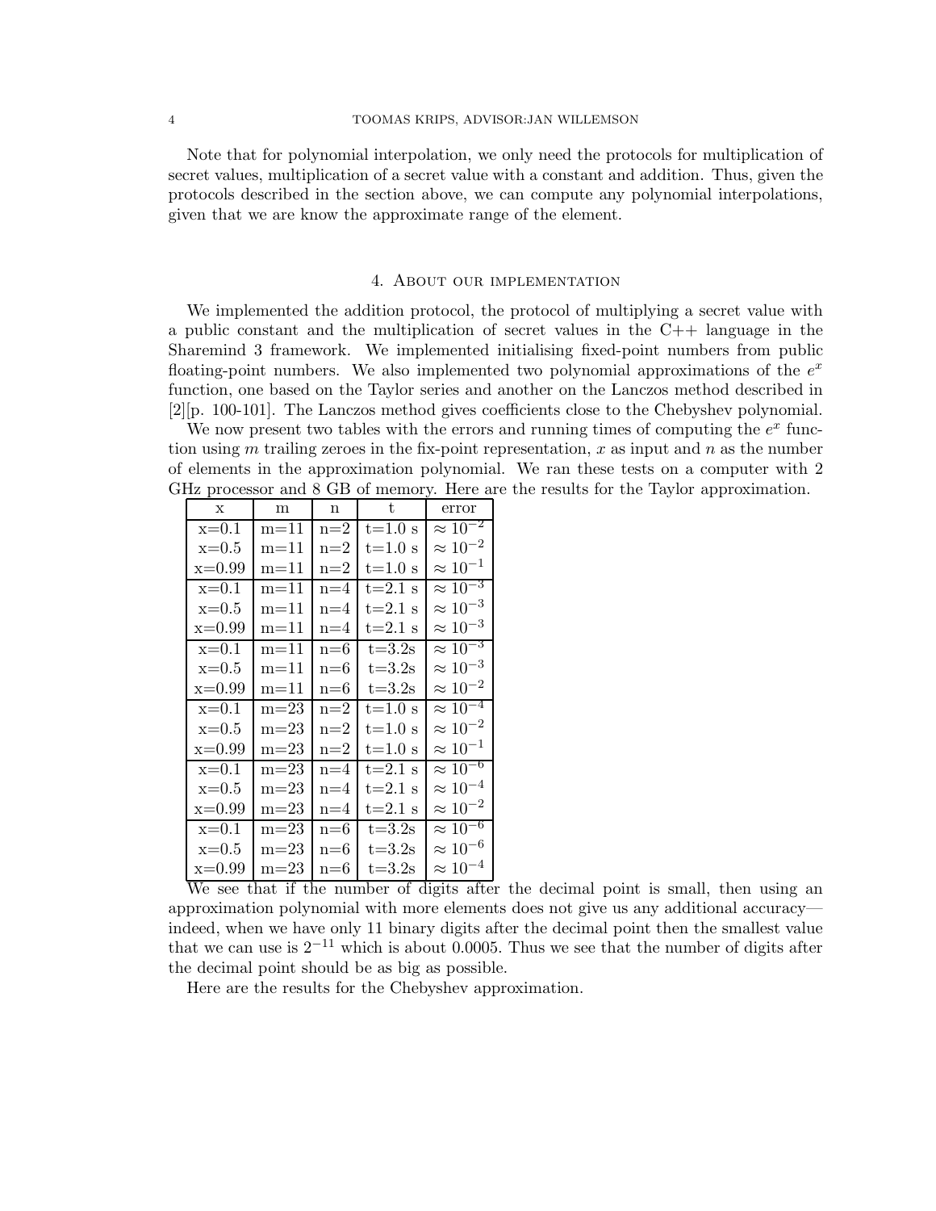Note that for polynomial interpolation, we only need the protocols for multiplication of secret values, multiplication of a secret value with a constant and addition. Thus, given the protocols described in the section above, we can compute any polynomial interpolations, given that we are know the approximate range of the element.

## 4. About our implementation

We implemented the addition protocol, the protocol of multiplying a secret value with a public constant and the multiplication of secret values in the C++ language in the Sharemind 3 framework. We implemented initialising fixed-point numbers from public floating-point numbers. We also implemented two polynomial approximations of the $e^x$ function, one based on the Taylor series and another on the Lanczos method described in [2][p. 100-101]. The Lanczos method gives coefficients close to the Chebyshev polynomial.

We now present two tables with the errors and running times of computing the $e^x$ function using $m$ trailing zeroes in the fix-point representation, $x$ as input and $n$ as the number of elements in the approximation polynomial. We ran these tests on a computer with 2 GHz processor and 8 GB of memory. Here are the results for the Taylor approximation.

| x | m | n | t | error |
|---|---|---|---|---|
| x=0.1 | m=11 | n=2 | t=1.0 s | $\approx 10^{-2}$ |
| x=0.5 | m=11 | n=2 | t=1.0 s | $\approx 10^{-2}$ |
| x=0.99 | m=11 | n=2 | t=1.0 s | $\approx 10^{-1}$ |
| x=0.1 | m=11 | n=4 | t=2.1 s | $\approx 10^{-3}$ |
| x=0.5 | m=11 | n=4 | t=2.1 s | $\approx 10^{-3}$ |
| x=0.99 | m=11 | n=4 | t=2.1 s | $\approx 10^{-3}$ |
| x=0.1 | m=11 | n=6 | t=3.2s | $\approx 10^{-3}$ |
| x=0.5 | m=11 | n=6 | t=3.2s | $\approx 10^{-3}$ |
| x=0.99 | m=11 | n=6 | t=3.2s | $\approx 10^{-2}$ |
| x=0.1 | m=23 | n=2 | t=1.0 s | $\approx 10^{-4}$ |
| x=0.5 | m=23 | n=2 | t=1.0 s | $\approx 10^{-2}$ |
| x=0.99 | m=23 | n=2 | t=1.0 s | $\approx 10^{-1}$ |
| x=0.1 | m=23 | n=4 | t=2.1 s | $\approx 10^{-6}$ |
| x=0.5 | m=23 | n=4 | t=2.1 s | $\approx 10^{-4}$ |
| x=0.99 | m=23 | n=4 | t=2.1 s | $\approx 10^{-2}$ |
| x=0.1 | m=23 | n=6 | t=3.2s | $\approx 10^{-6}$ |
| x=0.5 | m=23 | n=6 | t=3.2s | $\approx 10^{-6}$ |
| x=0.99 | m=23 | n=6 | t=3.2s | $\approx 10^{-4}$ |

We see that if the number of digits after the decimal point is small, then using an approximation polynomial with more elements does not give us any additional accuracy—indeed, when we have only 11 binary digits after the decimal point then the smallest value that we can use is $2^{-11}$ which is about 0.0005. Thus we see that the number of digits after the decimal point should be as big as possible.

Here are the results for the Chebyshev approximation.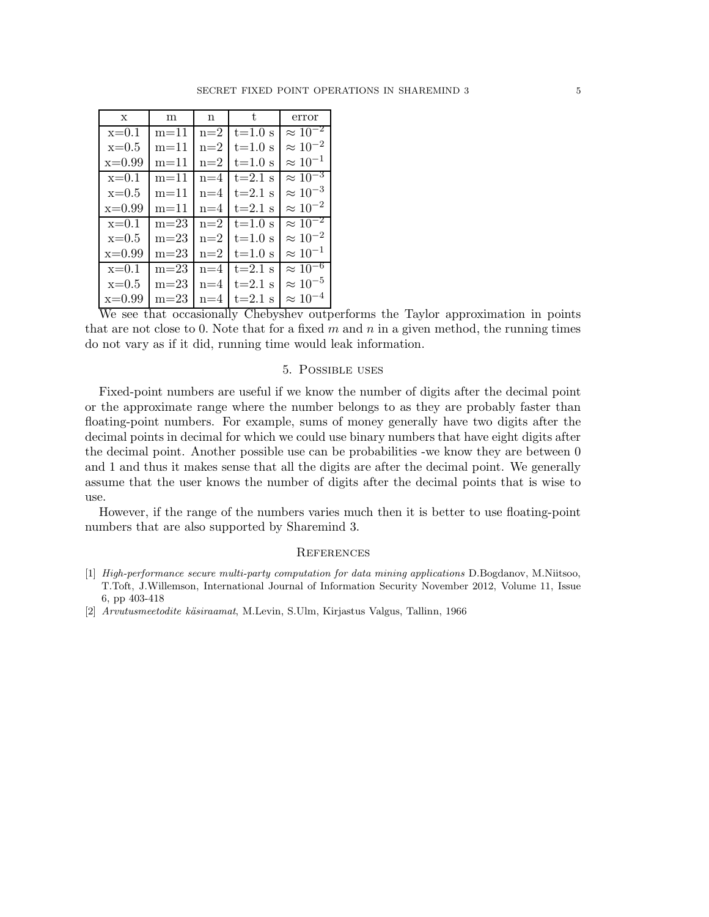| x | m | n | t | error |
|---|---|---|---|---|
| x=0.1 | m=11 | n=2 | t=1.0 s | $\approx 10^{-2}$ |
| x=0.5 | m=11 | n=2 | t=1.0 s | $\approx 10^{-2}$ |
| x=0.99 | m=11 | n=2 | t=1.0 s | $\approx 10^{-1}$ |
| x=0.1 | m=11 | n=4 | t=2.1 s | $\approx 10^{-3}$ |
| x=0.5 | m=11 | n=4 | t=2.1 s | $\approx 10^{-3}$ |
| x=0.99 | m=11 | n=4 | t=2.1 s | $\approx 10^{-2}$ |
| x=0.1 | m=23 | n=2 | t=1.0 s | $\approx 10^{-2}$ |
| x=0.5 | m=23 | n=2 | t=1.0 s | $\approx 10^{-2}$ |
| x=0.99 | m=23 | n=2 | t=1.0 s | $\approx 10^{-1}$ |
| x=0.1 | m=23 | n=4 | t=2.1 s | $\approx 10^{-6}$ |
| x=0.5 | m=23 | n=4 | t=2.1 s | $\approx 10^{-5}$ |
| x=0.99 | m=23 | n=4 | t=2.1 s | $\approx 10^{-4}$ |

We see that occasionally Chebyshev outperforms the Taylor approximation in points that are not close to 0. Note that for a fixed $m$ and $n$ in a given method, the running times do not vary as if it did, running time would leak information.

## 5. Possible uses

Fixed-point numbers are useful if we know the number of digits after the decimal point or the approximate range where the number belongs to as they are probably faster than floating-point numbers. For example, sums of money generally have two digits after the decimal points in decimal for which we could use binary numbers that have eight digits after the decimal point. Another possible use can be probabilities -we know they are between 0 and 1 and thus it makes sense that all the digits are after the decimal point. We generally assume that the user knows the number of digits after the decimal points that is wise to use.

However, if the range of the numbers varies much then it is better to use floating-point numbers that are also supported by Sharemind 3.

## References

[1] *High-performance secure multi-party computation for data mining applications* D.Bogdanov, M.Niitsoo, T.Toft, J.Willemson, International Journal of Information Security November 2012, Volume 11, Issue 6, pp 403-418

[2] *Arvutusmeetodite käsiraamat*, M.Levin, S.Ulm, Kirjastus Valgus, Tallinn, 1966